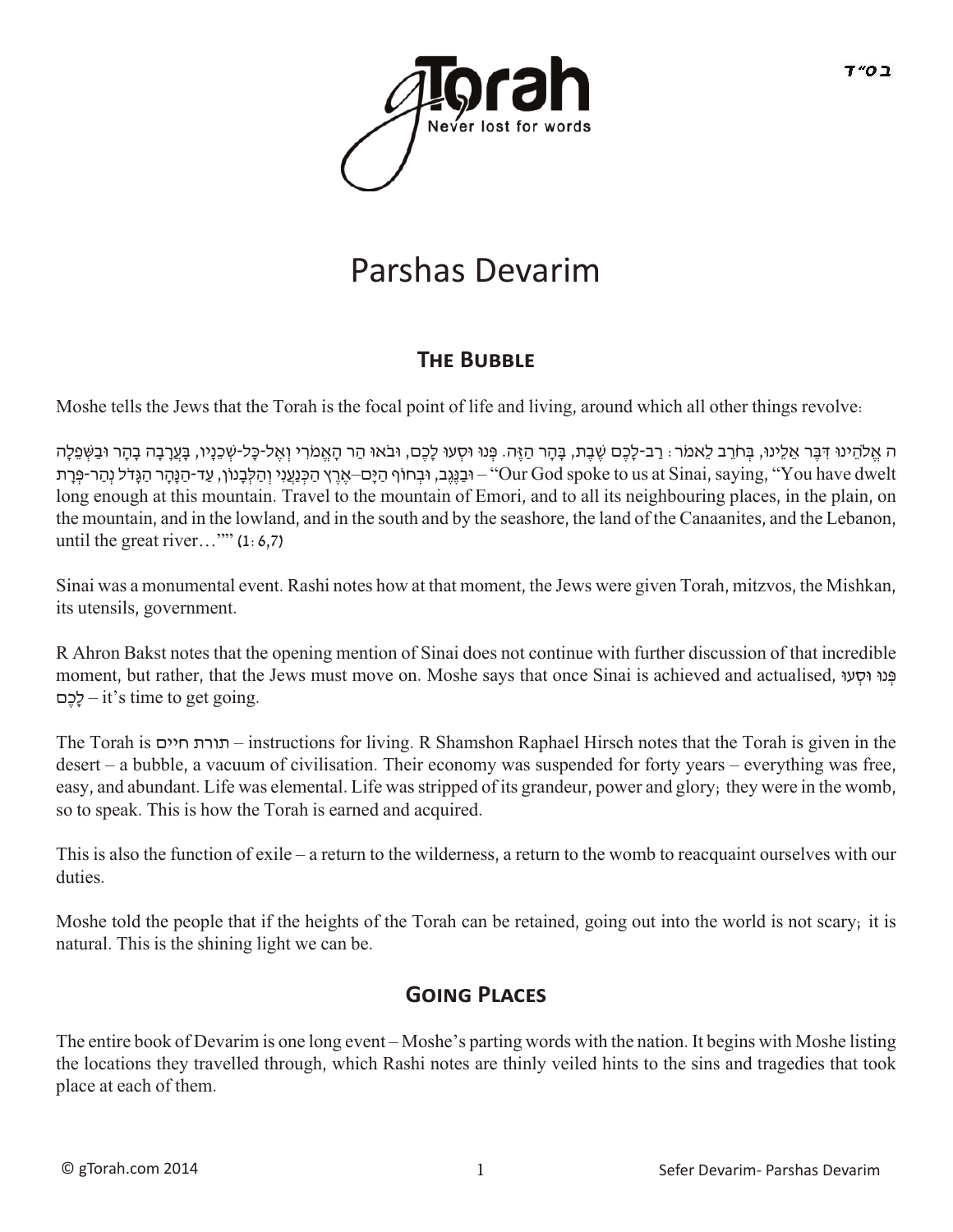# Parshas Devarim

## The Bubble

Moshe tells the Jews that the Torah is the focal point of life and living, around which all other things revolve:

ה אֱלֹהֵינוּ דִּבֶּר אֵלֵינוּ, בְּחֹרֵב לֵאמֹר: רַב-לָכֶם שֶׁבֶת, בָּהָר הַזֶּה. פְּנוּ וּסְעוּ לָכֶם, וּבֹאוּ הַר הָאֱמֹרִי וְאֶל-כָּל-שְׁכֵנָיו, בָּעֲרָבָה בָהָר וּבַשְּׁפֵלָה וּבַנֶּגֶב, וּבְחוֹף הַיָּם–אֶרֶץ הַכְּנַעֲנִי וְהַלְּבָנוֹן, עַד-הַנָּהָר הַגָּדֹל נְהַר-פְּרָת – "Our God spoke to us at Sinai, saying, "You have dwelt long enough at this mountain. Travel to the mountain of Emori, and to all its neighbouring places, in the plain, on the mountain, and in the lowland, and in the south and by the seashore, the land of the Canaanites, and the Lebanon, until the great river…"" (1:6,7)

Sinai was a monumental event. Rashi notes how at that moment, the Jews were given Torah, mitzvos, the Mishkan, its utensils, government.

R Ahron Bakst notes that the opening mention of Sinai does not continue with further discussion of that incredible moment, but rather, that the Jews must move on. Moshe says that once Sinai is achieved and actualised, פְּנוּ וּסְעוּ לָכֶם – it's time to get going.

The Torah is תורת חיים – instructions for living. R Shamshon Raphael Hirsch notes that the Torah is given in the desert – a bubble, a vacuum of civilisation. Their economy was suspended for forty years – everything was free, easy, and abundant. Life was elemental. Life was stripped of its grandeur, power and glory; they were in the womb, so to speak. This is how the Torah is earned and acquired.

This is also the function of exile – a return to the wilderness, a return to the womb to reacquaint ourselves with our duties.

Moshe told the people that if the heights of the Torah can be retained, going out into the world is not scary; it is natural. This is the shining light we can be.

## Going Places

The entire book of Devarim is one long event – Moshe's parting words with the nation. It begins with Moshe listing the locations they travelled through, which Rashi notes are thinly veiled hints to the sins and tragedies that took place at each of them.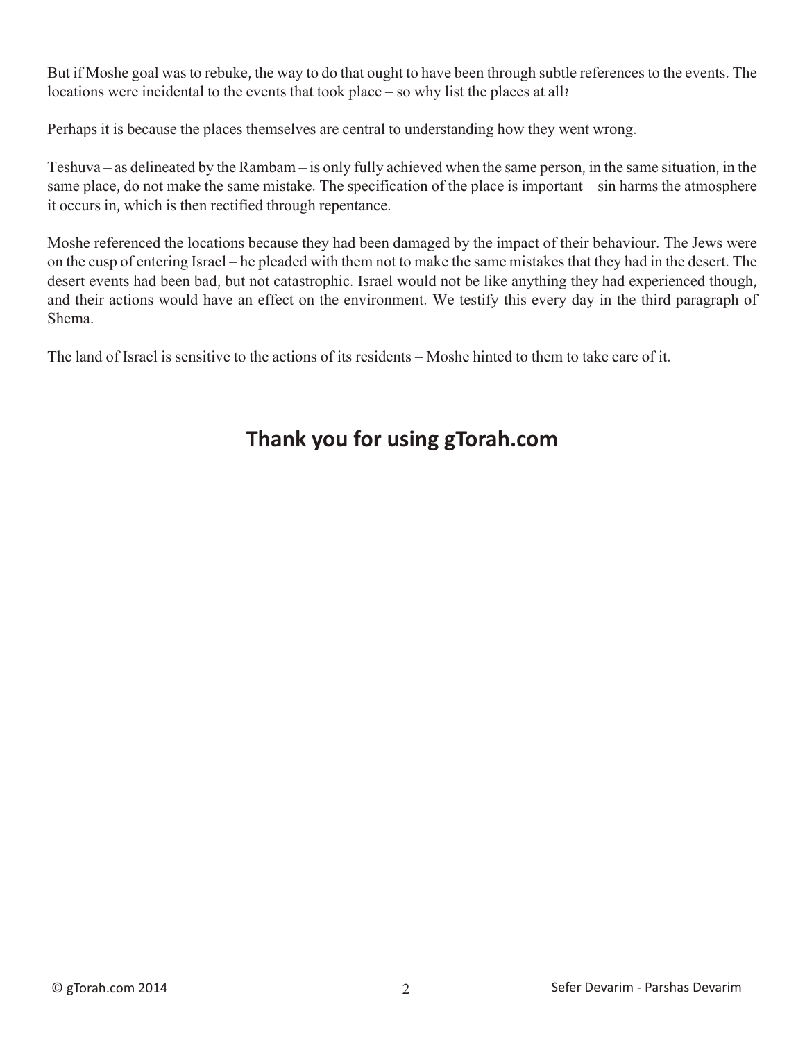But if Moshe goal was to rebuke, the way to do that ought to have been through subtle references to the events. The locations were incidental to the events that took place – so why list the places at all?

Perhaps it is because the places themselves are central to understanding how they went wrong.

Teshuva – as delineated by the Rambam – is only fully achieved when the same person, in the same situation, in the same place, do not make the same mistake. The specification of the place is important – sin harms the atmosphere it occurs in, which is then rectified through repentance.

Moshe referenced the locations because they had been damaged by the impact of their behaviour. The Jews were on the cusp of entering Israel – he pleaded with them not to make the same mistakes that they had in the desert. The desert events had been bad, but not catastrophic. Israel would not be like anything they had experienced though, and their actions would have an effect on the environment. We testify this every day in the third paragraph of Shema.

The land of Israel is sensitive to the actions of its residents – Moshe hinted to them to take care of it.

## Thank you for using gTorah.com